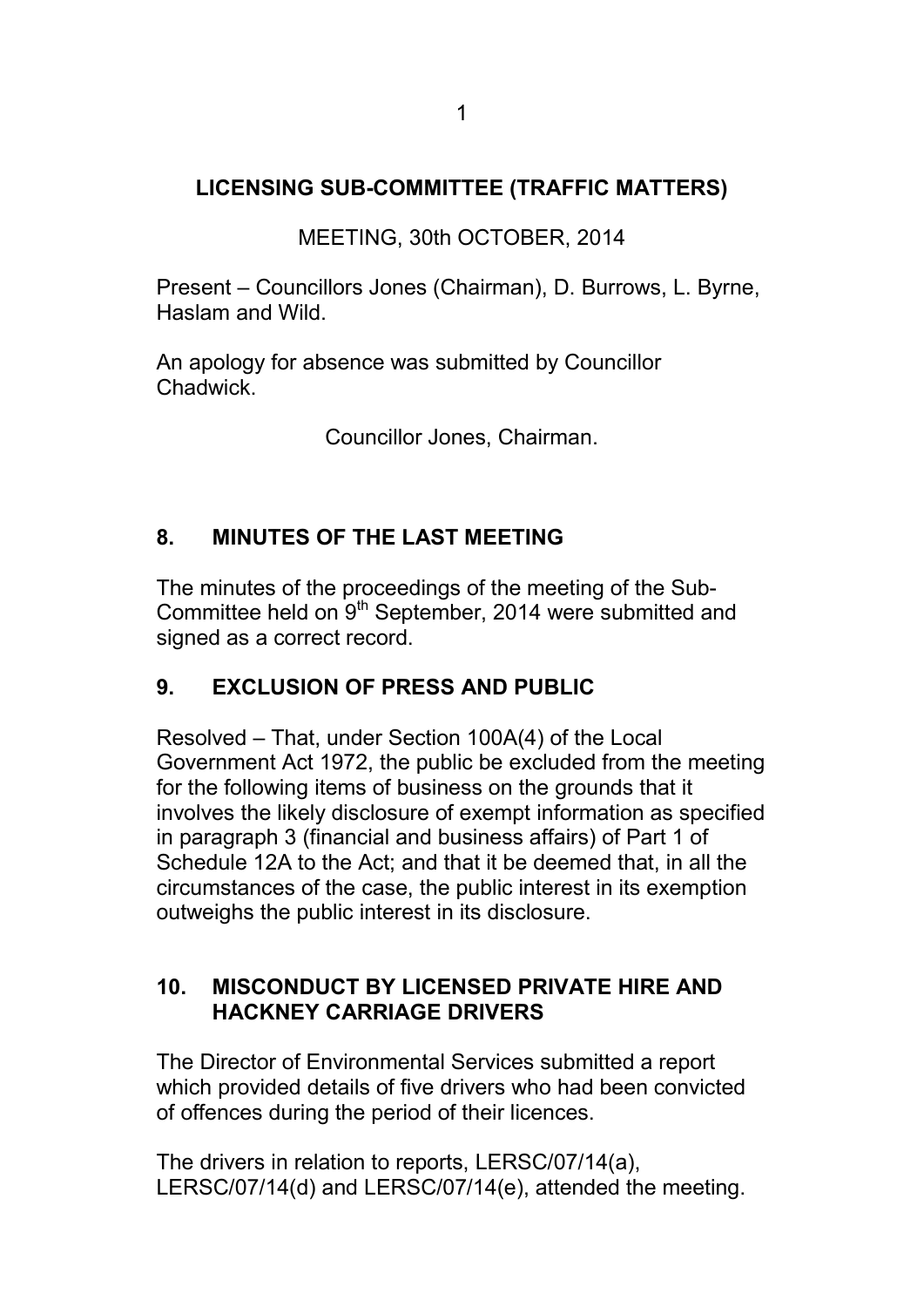# LICENSING SUB-COMMITTEE (TRAFFIC MATTERS)

MEETING, 30th OCTOBER, 2014

Present – Councillors Jones (Chairman), D. Burrows, L. Byrne, Haslam and Wild.

An apology for absence was submitted by Councillor Chadwick.

Councillor Jones, Chairman.

## 8. MINUTES OF THE LAST MEETING

The minutes of the proceedings of the meeting of the Sub-Committee held on 9th September, 2014 were submitted and signed as a correct record.

## 9. EXCLUSION OF PRESS AND PUBLIC

Resolved – That, under Section 100A(4) of the Local Government Act 1972, the public be excluded from the meeting for the following items of business on the grounds that it involves the likely disclosure of exempt information as specified in paragraph 3 (financial and business affairs) of Part 1 of Schedule 12A to the Act; and that it be deemed that, in all the circumstances of the case, the public interest in its exemption outweighs the public interest in its disclosure.

## 10. MISCONDUCT BY LICENSED PRIVATE HIRE AND HACKNEY CARRIAGE DRIVERS

The Director of Environmental Services submitted a report which provided details of five drivers who had been convicted of offences during the period of their licences.

The drivers in relation to reports, LERSC/07/14(a), LERSC/07/14(d) and LERSC/07/14(e), attended the meeting.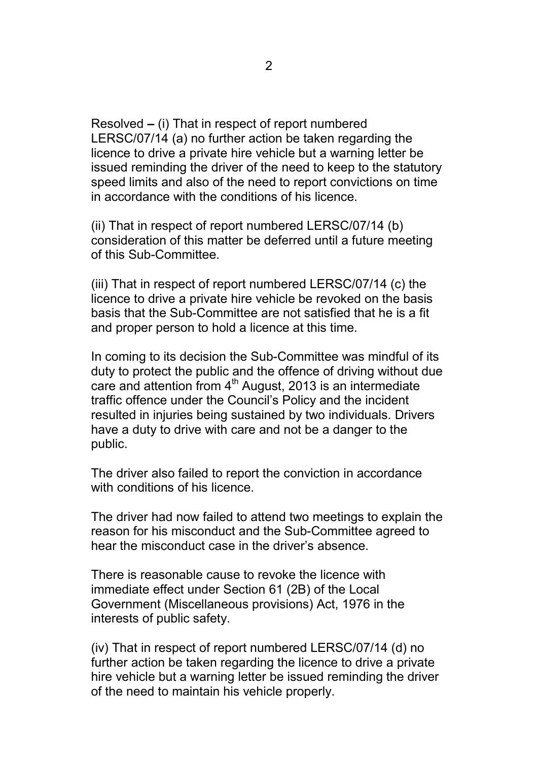Resolved **–** (i) That in respect of report numbered LERSC/07/14 (a) no further action be taken regarding the licence to drive a private hire vehicle but a warning letter be issued reminding the driver of the need to keep to the statutory speed limits and also of the need to report convictions on time in accordance with the conditions of his licence.

(ii) That in respect of report numbered LERSC/07/14 (b) consideration of this matter be deferred until a future meeting of this Sub-Committee.

(iii) That in respect of report numbered LERSC/07/14 (c) the licence to drive a private hire vehicle be revoked on the basis basis that the Sub-Committee are not satisfied that he is a fit and proper person to hold a licence at this time.

In coming to its decision the Sub-Committee was mindful of its duty to protect the public and the offence of driving without due care and attention from 4th August, 2013 is an intermediate traffic offence under the Council's Policy and the incident resulted in injuries being sustained by two individuals. Drivers have a duty to drive with care and not be a danger to the public.

The driver also failed to report the conviction in accordance with conditions of his licence.

The driver had now failed to attend two meetings to explain the reason for his misconduct and the Sub-Committee agreed to hear the misconduct case in the driver's absence.

There is reasonable cause to revoke the licence with immediate effect under Section 61 (2B) of the Local Government (Miscellaneous provisions) Act, 1976 in the interests of public safety.

(iv) That in respect of report numbered LERSC/07/14 (d) no further action be taken regarding the licence to drive a private hire vehicle but a warning letter be issued reminding the driver of the need to maintain his vehicle properly.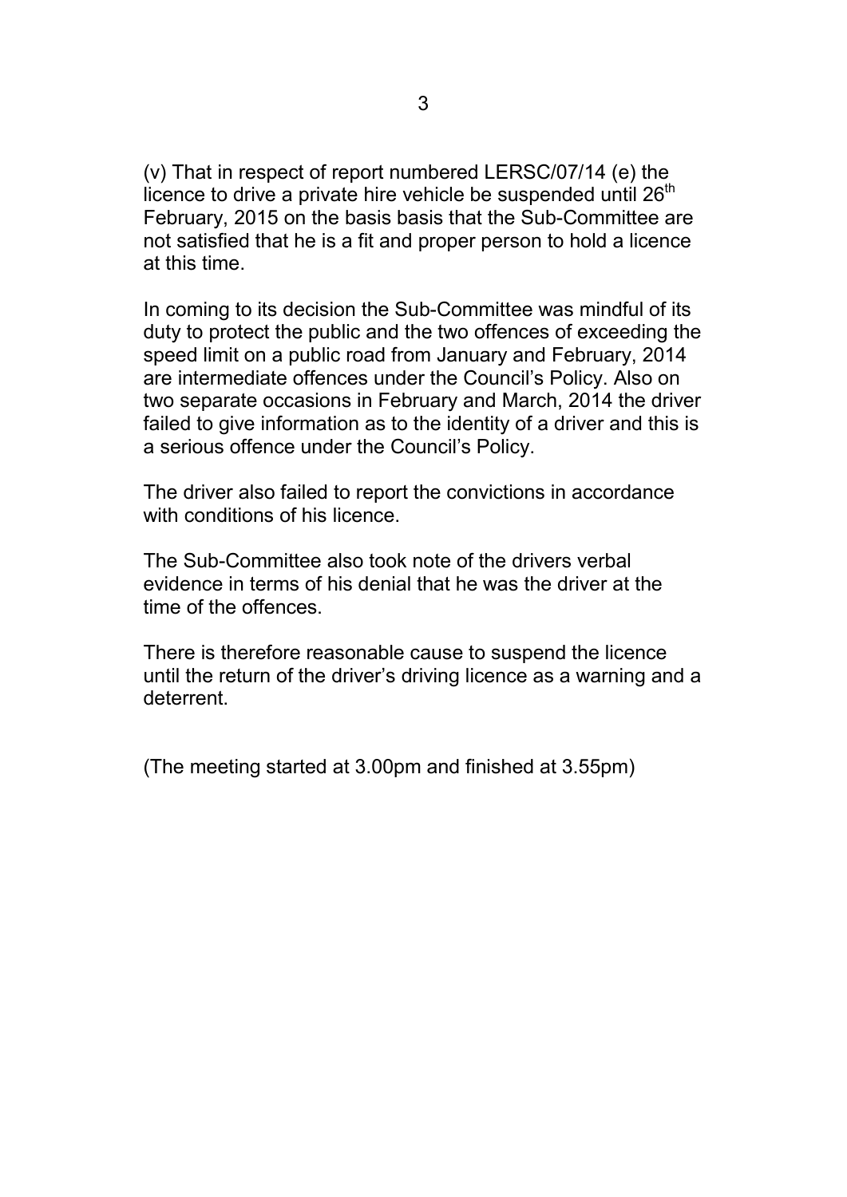(v) That in respect of report numbered LERSC/07/14 (e) the licence to drive a private hire vehicle be suspended until 26th February, 2015 on the basis basis that the Sub-Committee are not satisfied that he is a fit and proper person to hold a licence at this time.

In coming to its decision the Sub-Committee was mindful of its duty to protect the public and the two offences of exceeding the speed limit on a public road from January and February, 2014 are intermediate offences under the Council's Policy. Also on two separate occasions in February and March, 2014 the driver failed to give information as to the identity of a driver and this is a serious offence under the Council's Policy.

The driver also failed to report the convictions in accordance with conditions of his licence.

The Sub-Committee also took note of the drivers verbal evidence in terms of his denial that he was the driver at the time of the offences.

There is therefore reasonable cause to suspend the licence until the return of the driver's driving licence as a warning and a deterrent.

(The meeting started at 3.00pm and finished at 3.55pm)